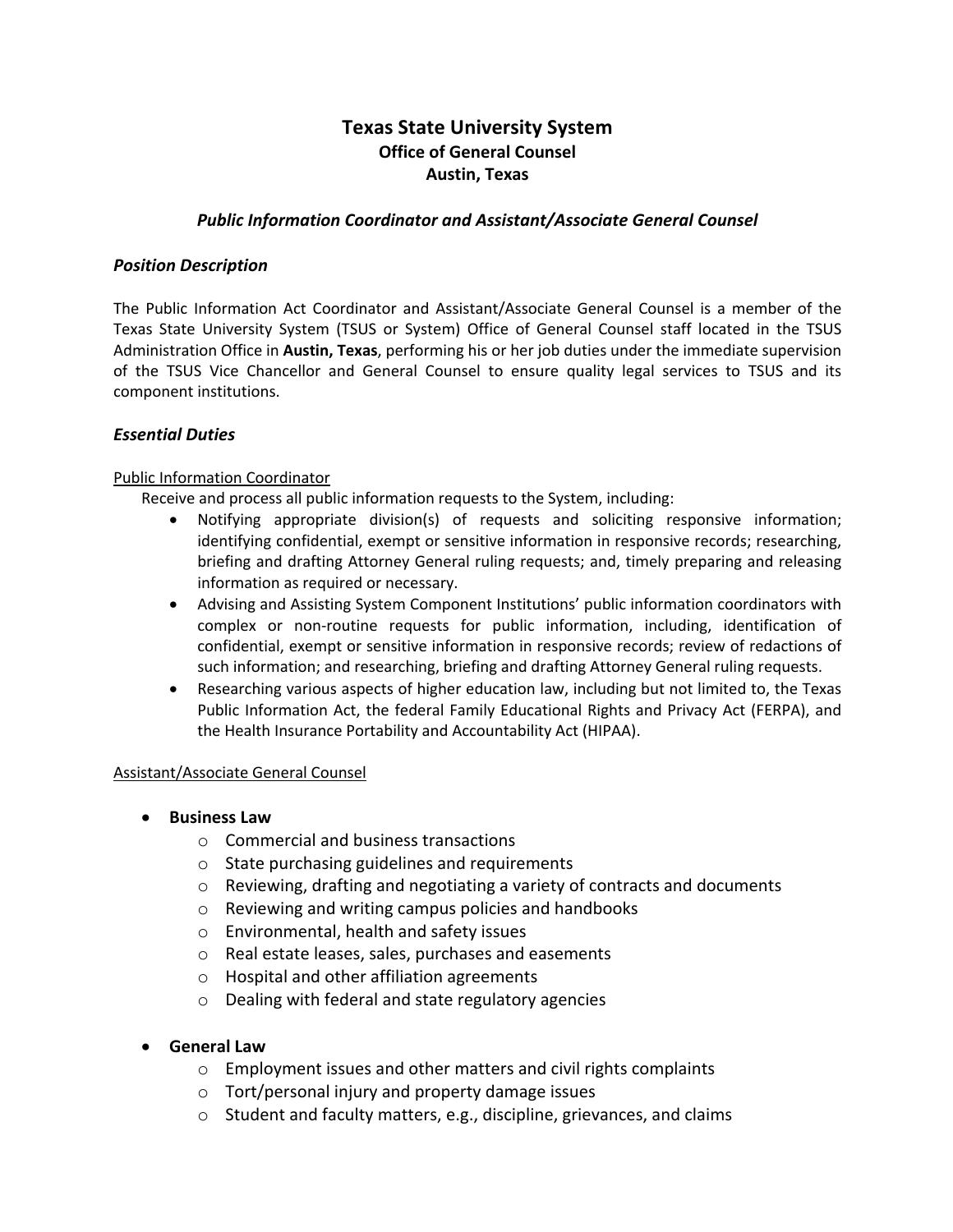# Texas State University System

## Office of General Counsel

## Austin, Texas

### *Public Information Coordinator and Assistant/Associate General Counsel*

### *Position Description*

The Public Information Act Coordinator and Assistant/Associate General Counsel is a member of the Texas State University System (TSUS or System) Office of General Counsel staff located in the TSUS Administration Office in **Austin, Texas**, performing his or her job duties under the immediate supervision of the TSUS Vice Chancellor and General Counsel to ensure quality legal services to TSUS and its component institutions.

### *Essential Duties*

<u>Public Information Coordinator</u>

Receive and process all public information requests to the System, including:

- Notifying appropriate division(s) of requests and soliciting responsive information; identifying confidential, exempt or sensitive information in responsive records; researching, briefing and drafting Attorney General ruling requests; and, timely preparing and releasing information as required or necessary.
- Advising and Assisting System Component Institutions' public information coordinators with complex or non-routine requests for public information, including, identification of confidential, exempt or sensitive information in responsive records; review of redactions of such information; and researching, briefing and drafting Attorney General ruling requests.
- Researching various aspects of higher education law, including but not limited to, the Texas Public Information Act, the federal Family Educational Rights and Privacy Act (FERPA), and the Health Insurance Portability and Accountability Act (HIPAA).

<u>Assistant/Associate General Counsel</u>

- **Business Law**
  - Commercial and business transactions
  - State purchasing guidelines and requirements
  - Reviewing, drafting and negotiating a variety of contracts and documents
  - Reviewing and writing campus policies and handbooks
  - Environmental, health and safety issues
  - Real estate leases, sales, purchases and easements
  - Hospital and other affiliation agreements
  - Dealing with federal and state regulatory agencies

- **General Law**
  - Employment issues and other matters and civil rights complaints
  - Tort/personal injury and property damage issues
  - Student and faculty matters, e.g., discipline, grievances, and claims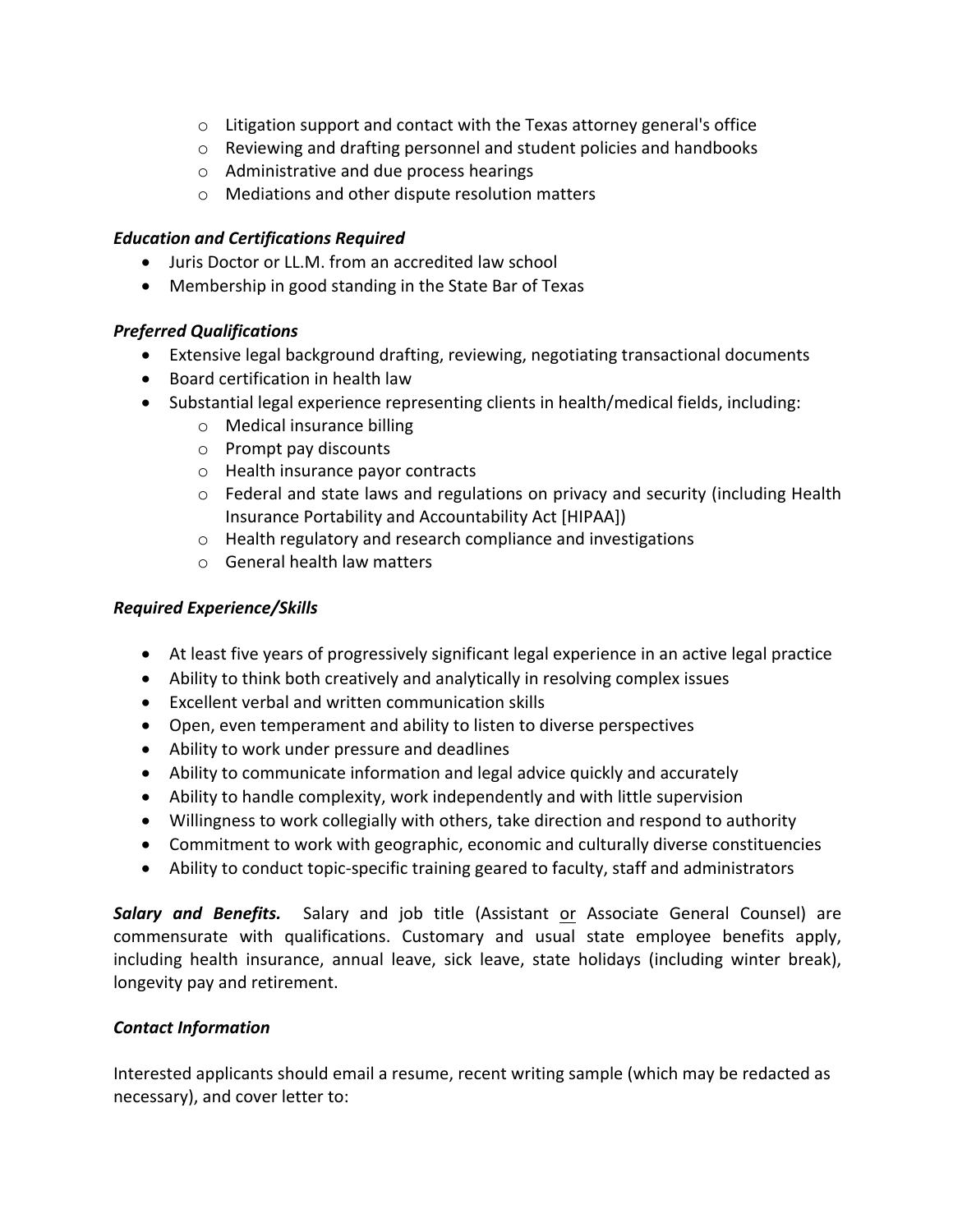- Litigation support and contact with the Texas attorney general's office
    - Reviewing and drafting personnel and student policies and handbooks
    - Administrative and due process hearings
    - Mediations and other dispute resolution matters

***Education and Certifications Required***

- Juris Doctor or LL.M. from an accredited law school
- Membership in good standing in the State Bar of Texas

***Preferred Qualifications***

- Extensive legal background drafting, reviewing, negotiating transactional documents
- Board certification in health law
- Substantial legal experience representing clients in health/medical fields, including:
    - Medical insurance billing
    - Prompt pay discounts
    - Health insurance payor contracts
    - Federal and state laws and regulations on privacy and security (including Health Insurance Portability and Accountability Act [HIPAA])
    - Health regulatory and research compliance and investigations
    - General health law matters

***Required Experience/Skills***

- At least five years of progressively significant legal experience in an active legal practice
- Ability to think both creatively and analytically in resolving complex issues
- Excellent verbal and written communication skills
- Open, even temperament and ability to listen to diverse perspectives
- Ability to work under pressure and deadlines
- Ability to communicate information and legal advice quickly and accurately
- Ability to handle complexity, work independently and with little supervision
- Willingness to work collegially with others, take direction and respond to authority
- Commitment to work with geographic, economic and culturally diverse constituencies
- Ability to conduct topic-specific training geared to faculty, staff and administrators

***Salary and Benefits.*** Salary and job title (Assistant <u>or</u> Associate General Counsel) are commensurate with qualifications. Customary and usual state employee benefits apply, including health insurance, annual leave, sick leave, state holidays (including winter break), longevity pay and retirement.

***Contact Information***

Interested applicants should email a resume, recent writing sample (which may be redacted as necessary), and cover letter to: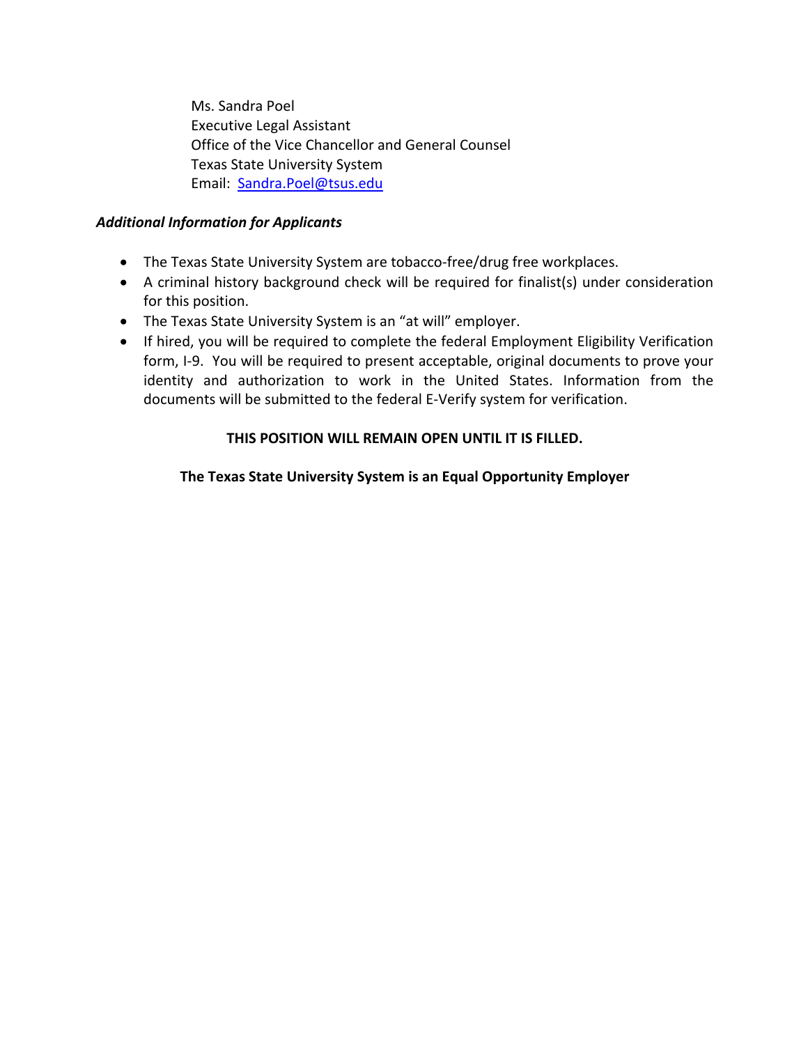Ms. Sandra Poel
Executive Legal Assistant
Office of the Vice Chancellor and General Counsel
Texas State University System
Email: [Sandra.Poel@tsus.edu](mailto:Sandra.Poel@tsus.edu)

***Additional Information for Applicants***

- The Texas State University System are tobacco-free/drug free workplaces.
- A criminal history background check will be required for finalist(s) under consideration for this position.
- The Texas State University System is an "at will" employer.
- If hired, you will be required to complete the federal Employment Eligibility Verification form, I-9. You will be required to present acceptable, original documents to prove your identity and authorization to work in the United States. Information from the documents will be submitted to the federal E-Verify system for verification.

**THIS POSITION WILL REMAIN OPEN UNTIL IT IS FILLED.**

**The Texas State University System is an Equal Opportunity Employer**